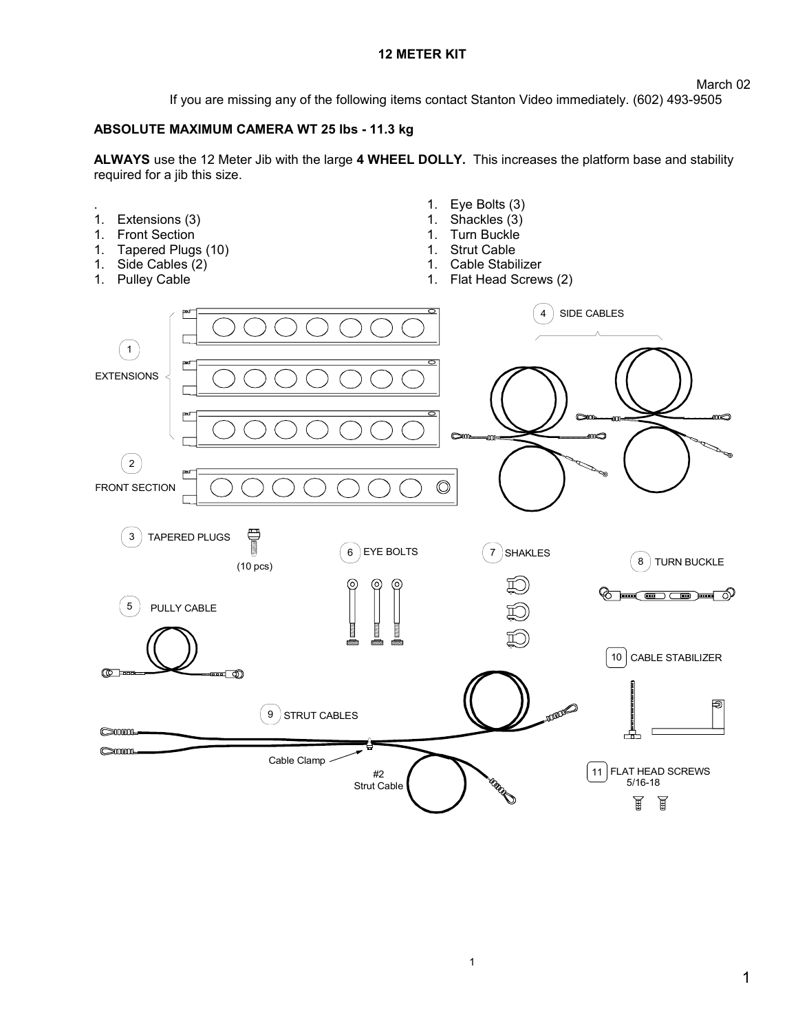# 12 METER KIT

March 02

If you are missing any of the following items contact Stanton Video immediately. (602) 493-9505

**ABSOLUTE MAXIMUM CAMERA WT 25 lbs - 11.3 kg**

**ALWAYS** use the 12 Meter Jib with the large **4 WHEEL DOLLY.** This increases the platform base and stability required for a jib this size.

.

1. Extensions (3)
1. Front Section
1. Tapered Plugs (10)
1. Side Cables (2)
1. Pulley Cable
1. Eye Bolts (3)
1. Shackles (3)
1. Turn Buckle
1. Strut Cable
1. Cable Stabilizer
1. Flat Head Screws (2)

1 EXTENSIONS

2 FRONT SECTION

3 TAPERED PLUGS (10 pcs)

4 SIDE CABLES

5 PULLY CABLE

6 EYE BOLTS

7 SHAKLES

8 TURN BUCKLE

9 STRUT CABLES

Cable Clamp

#2 Strut Cable

10 CABLE STABILIZER

11 FLAT HEAD SCREWS 5/16-18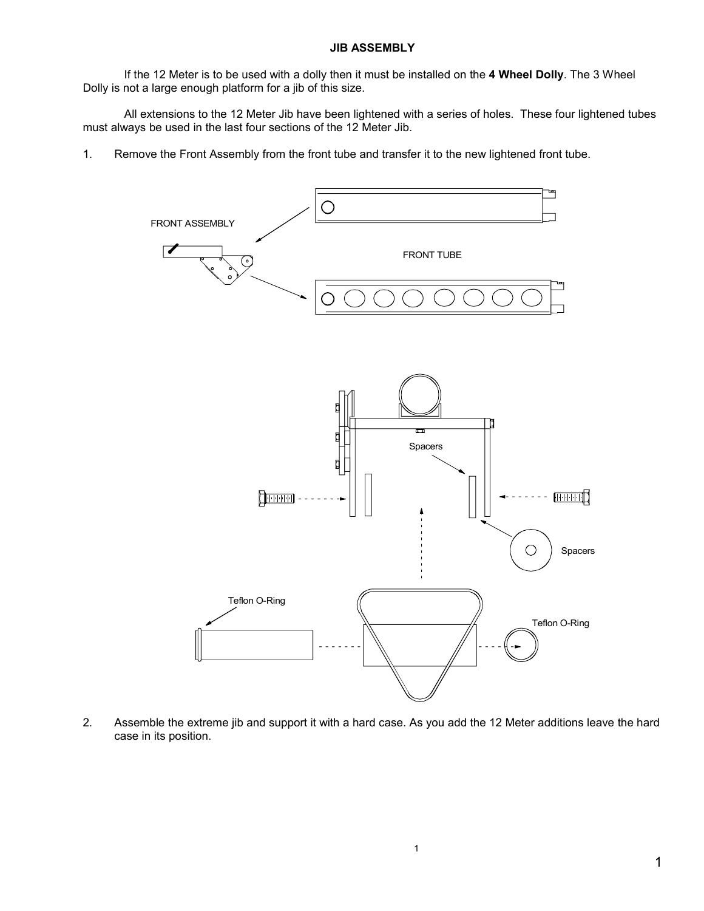# JIB ASSEMBLY

If the 12 Meter is to be used with a dolly then it must be installed on the **4 Wheel Dolly**. The 3 Wheel Dolly is not a large enough platform for a jib of this size.

All extensions to the 12 Meter Jib have been lightened with a series of holes. These four lightened tubes must always be used in the last four sections of the 12 Meter Jib.

1. Remove the Front Assembly from the front tube and transfer it to the new lightened front tube.

FRONT ASSEMBLY

FRONT TUBE

Spacers

Spacers

Teflon O-Ring

Teflon O-Ring

2. Assemble the extreme jib and support it with a hard case. As you add the 12 Meter additions leave the hard case in its position.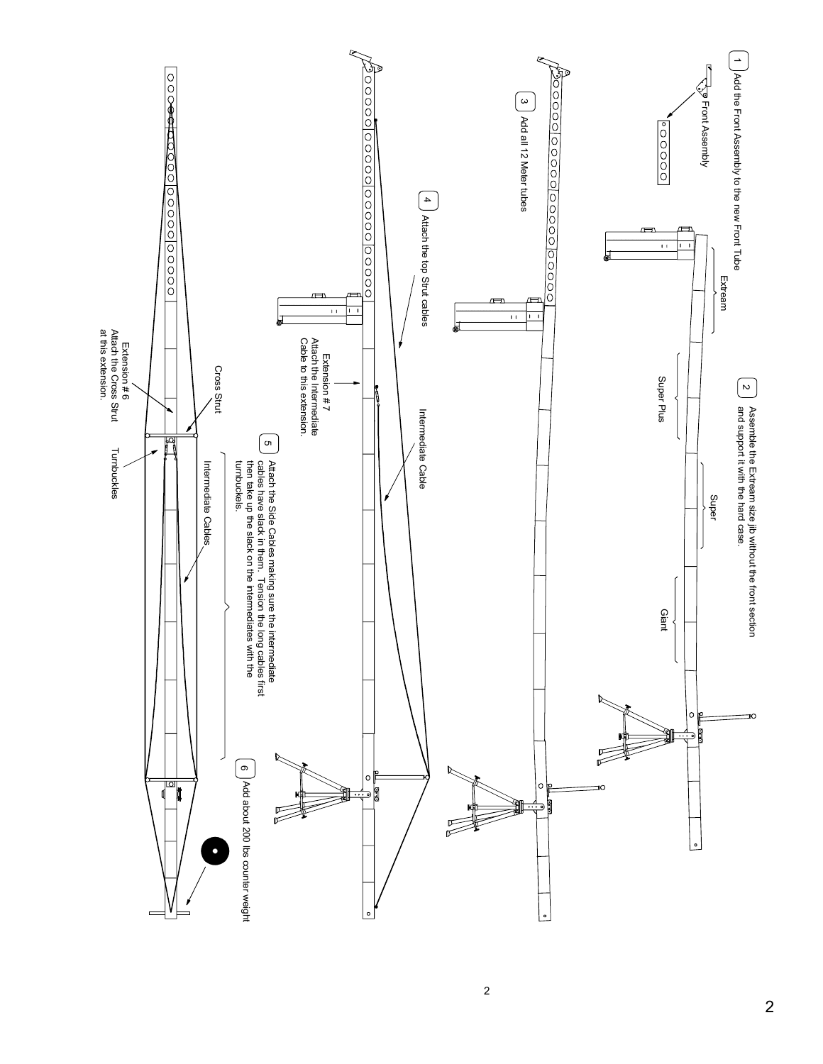1. Add the Front Assembly to the new Front Tube

Front Assembly

2. Assemble the Extream size jib without the front section and support it with the hard case.

Extream

Super Plus

Super

Giant

3. Add all 12 Meter tubes

4. Attach the top Strut cables

Extension # 7
Attach the Intermediate Cable to this extension.

Intermediate Cable

5. Attach the Side Cables making sure the intermediate cables have slack in them. Tension the long cables first then take up the slack on the intermediates with the turnbuckels.

Extension # 6
Attach the Cross Strut at this extension.

Cross Strut

Turnbuckles

Intermediate Cables

6. Add about 200 lbs counter weight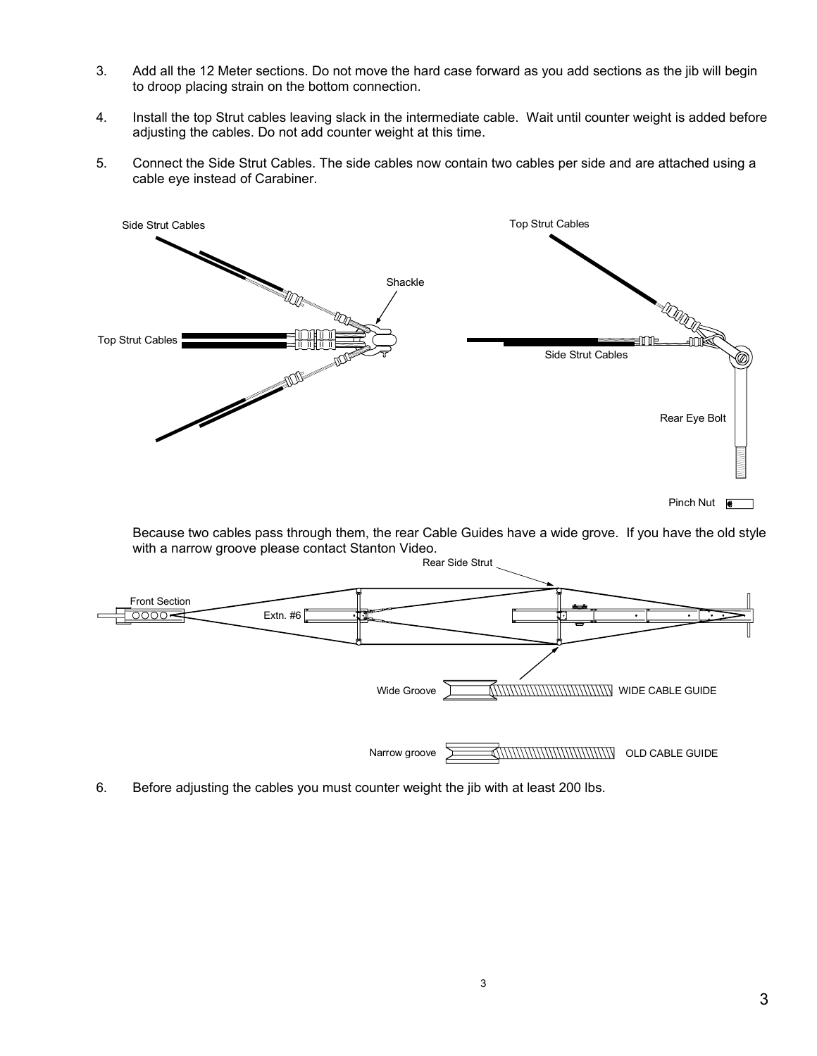3. Add all the 12 Meter sections. Do not move the hard case forward as you add sections as the jib will begin to droop placing strain on the bottom connection.

4. Install the top Strut cables leaving slack in the intermediate cable. Wait until counter weight is added before adjusting the cables. Do not add counter weight at this time.

5. Connect the Side Strut Cables. The side cables now contain two cables per side and are attached using a cable eye instead of Carabiner.

Because two cables pass through them, the rear Cable Guides have a wide grove. If you have the old style with a narrow groove please contact Stanton Video.

6. Before adjusting the cables you must counter weight the jib with at least 200 lbs.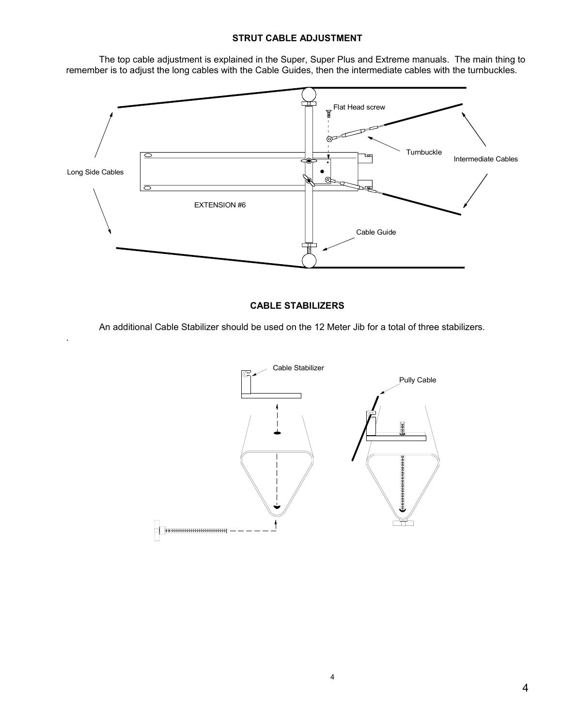## STRUT CABLE ADJUSTMENT

The top cable adjustment is explained in the Super, Super Plus and Extreme manuals. The main thing to remember is to adjust the long cables with the Cable Guides, then the intermediate cables with the turnbuckles.

Flat Head screw

Turnbuckle

Intermediate Cables

Long Side Cables

EXTENSION #6

Cable Guide

## CABLE STABILIZERS

An additional Cable Stabilizer should be used on the 12 Meter Jib for a total of three stabilizers.

.

Cable Stabilizer

Pully Cable